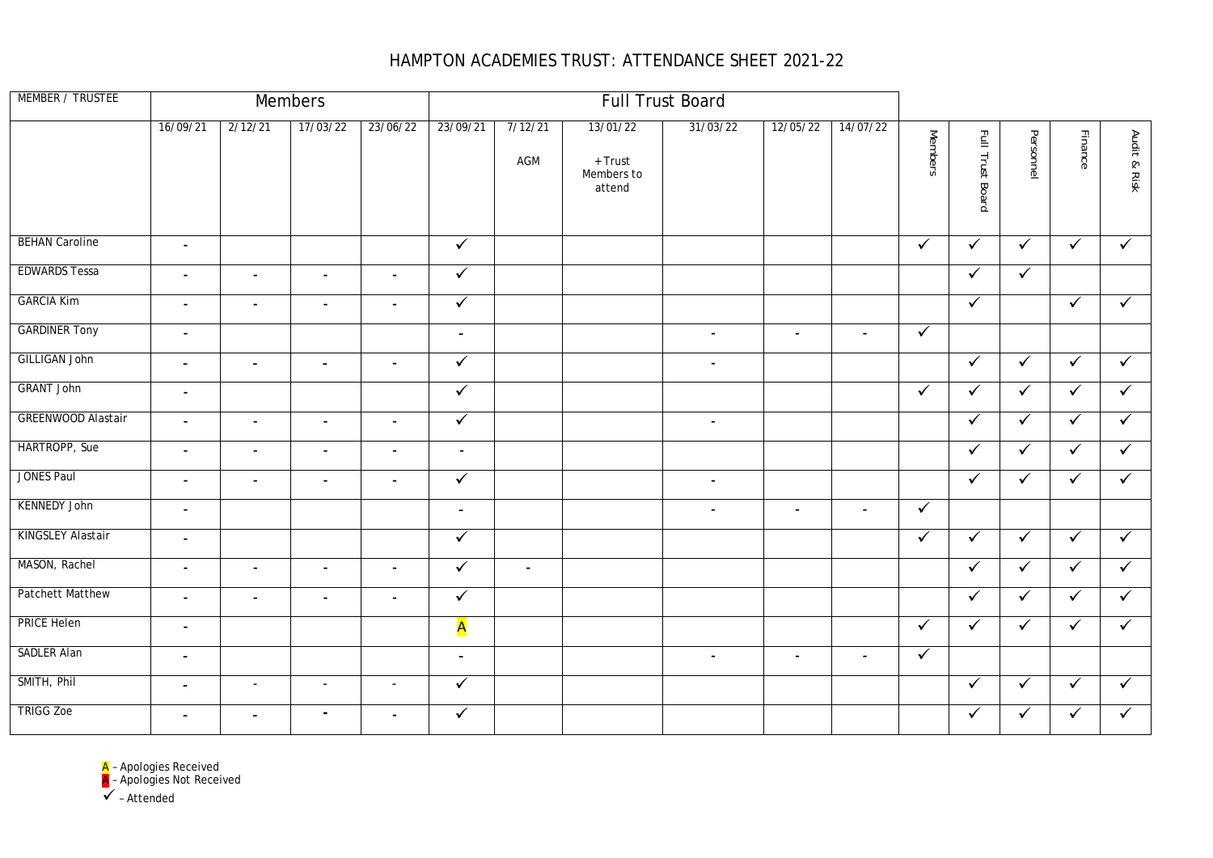# HAMPTON ACADEMIES TRUST: ATTENDANCE SHEET 2021-22

| MEMBER / TRUSTEE | Members | | | | Full Trust Board | | | | | | | | | | |
|---|---|---|---|---|---|---|---|---|---|---|---|---|---|---|---|
| | 16/09/21 | 2/12/21 | 17/03/22 | 23/06/22 | 23/09/21 | 7/12/21 AGM | 13/01/22 + Trust Members to attend | 31/03/22 | 12/05/22 | 14/07/22 | Members | Full Trust Board | Personnel | Finance | Audit & Risk |
| BEHAN Caroline | - | | | | ✓ | | | | | | ✓ | ✓ | ✓ | ✓ | ✓ |
| EDWARDS Tessa | - | - | - | - | ✓ | | | | | | | ✓ | ✓ | | |
| GARCIA Kim | - | - | - | - | ✓ | | | | | | | ✓ | | ✓ | ✓ |
| GARDINER Tony | - | | | | - | | | - | - | - | ✓ | | | | |
| GILLIGAN John | - | - | - | - | ✓ | | | - | | | | ✓ | ✓ | ✓ | ✓ |
| GRANT John | - | | | | ✓ | | | | | | ✓ | ✓ | ✓ | ✓ | ✓ |
| GREENWOOD Alastair | - | - | - | - | ✓ | | | - | | | | ✓ | ✓ | ✓ | ✓ |
| HARTROPP, Sue | - | - | - | - | - | | | | | | | ✓ | ✓ | ✓ | ✓ |
| JONES Paul | - | - | - | - | ✓ | | | - | | | | ✓ | ✓ | ✓ | ✓ |
| KENNEDY John | - | | | | - | | | - | - | - | ✓ | | | | |
| KINGSLEY Alastair | - | | | | ✓ | | | | | | ✓ | ✓ | ✓ | ✓ | ✓ |
| MASON, Rachel | - | - | - | - | ✓ | - | | | | | | ✓ | ✓ | ✓ | ✓ |
| Patchett Matthew | - | - | - | - | ✓ | | | | | | | ✓ | ✓ | ✓ | ✓ |
| PRICE Helen | - | | | | A | | | | | | ✓ | ✓ | ✓ | ✓ | ✓ |
| SADLER Alan | - | | | | - | | | - | - | - | ✓ | | | | |
| SMITH, Phil | - | - | - | - | ✓ | | | | | | | ✓ | ✓ | ✓ | ✓ |
| TRIGG Zoe | - | - | - | - | ✓ | | | | | | | ✓ | ✓ | ✓ | ✓ |

A – Apologies Received
A – Apologies Not Received
✓ – Attended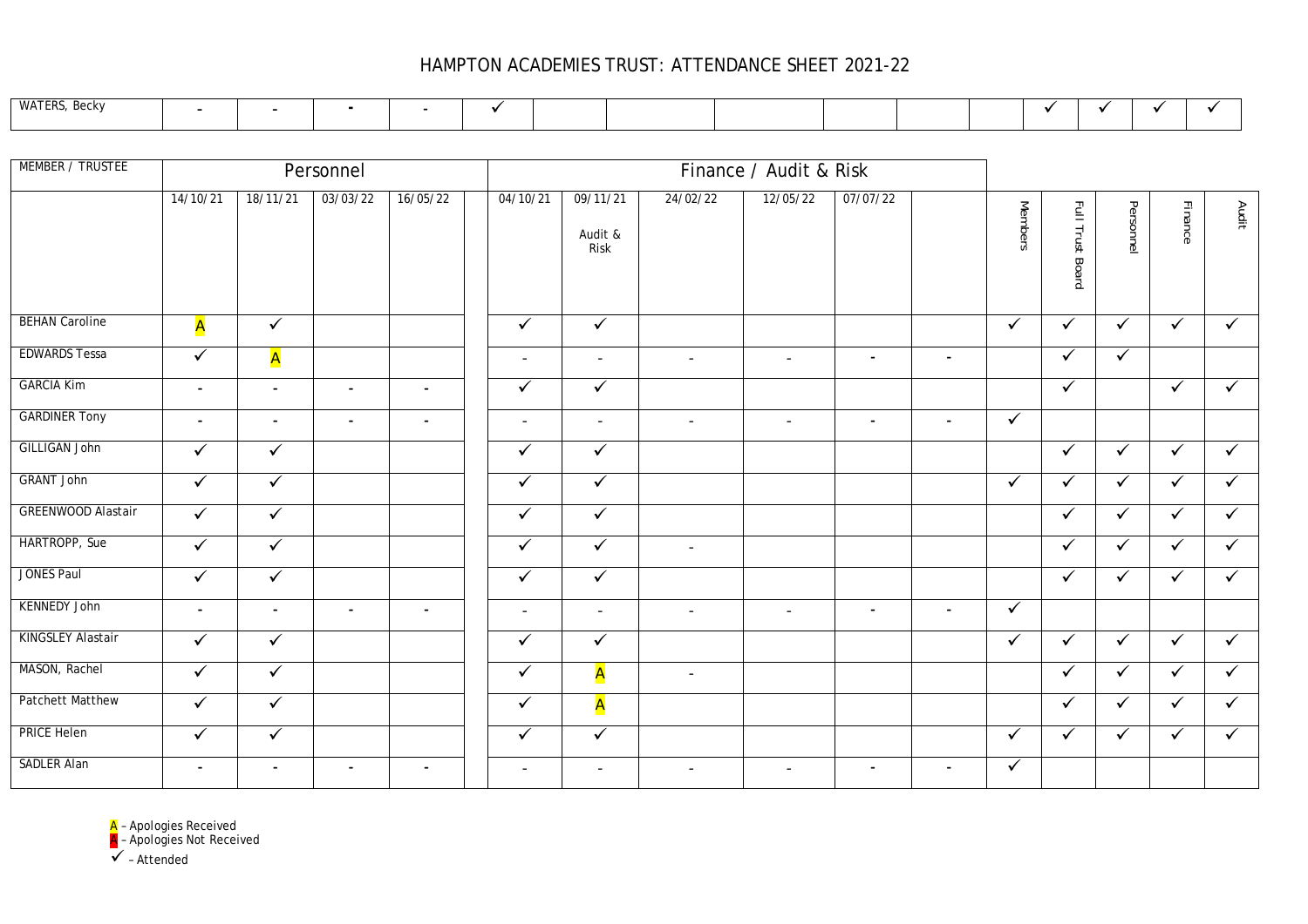# HAMPTON ACADEMIES TRUST: ATTENDANCE SHEET 2021-22

| WATERS, Becky | - | - | - | - | ✓ | | | | | | | ✓ | ✓ | ✓ | ✓ |
|---|---|---|---|---|---|---|---|---|---|---|---|---|---|---|---|

| MEMBER / TRUSTEE | Personnel | | | | | Finance / Audit & Risk | | | | | | | | | | |
|---|---|---|---|---|---|---|---|---|---|---|---|---|---|---|---|---|
| | 14/10/21 | 18/11/21 | 03/03/22 | 16/05/22 | | 04/10/21 | 09/11/21 Audit & Risk | 24/02/22 | 12/05/22 | 07/07/22 | | Members | Full Trust Board | Personnel | Finance | Audit |
| BEHAN Caroline | A | ✓ | | | | ✓ | ✓ | | | | | ✓ | ✓ | ✓ | ✓ | ✓ |
| EDWARDS Tessa | ✓ | A | | | | - | - | - | - | - | - | | ✓ | ✓ | | |
| GARCIA Kim | - | - | - | - | | ✓ | ✓ | | | | | | ✓ | | ✓ | ✓ |
| GARDINER Tony | - | - | - | - | | - | - | - | - | - | - | ✓ | | | | |
| GILLIGAN John | ✓ | ✓ | | | | ✓ | ✓ | | | | | | ✓ | ✓ | ✓ | ✓ |
| GRANT John | ✓ | ✓ | | | | ✓ | ✓ | | | | | ✓ | ✓ | ✓ | ✓ | ✓ |
| GREENWOOD Alastair | ✓ | ✓ | | | | ✓ | ✓ | | | | | | ✓ | ✓ | ✓ | ✓ |
| HARTROPP, Sue | ✓ | ✓ | | | | ✓ | ✓ | - | | | | | ✓ | ✓ | ✓ | ✓ |
| JONES Paul | ✓ | ✓ | | | | ✓ | ✓ | | | | | | ✓ | ✓ | ✓ | ✓ |
| KENNEDY John | - | - | - | - | | - | - | - | - | - | - | ✓ | | | | |
| KINGSLEY Alastair | ✓ | ✓ | | | | ✓ | ✓ | | | | | ✓ | ✓ | ✓ | ✓ | ✓ |
| MASON, Rachel | ✓ | ✓ | | | | ✓ | A | - | | | | | ✓ | ✓ | ✓ | ✓ |
| Patchett Matthew | ✓ | ✓ | | | | ✓ | A | | | | | | ✓ | ✓ | ✓ | ✓ |
| PRICE Helen | ✓ | ✓ | | | | ✓ | ✓ | | | | | ✓ | ✓ | ✓ | ✓ | ✓ |
| SADLER Alan | - | - | - | - | | - | - | - | - | - | - | ✓ | | | | |

A – Apologies Received
A – Apologies Not Received
✓ – Attended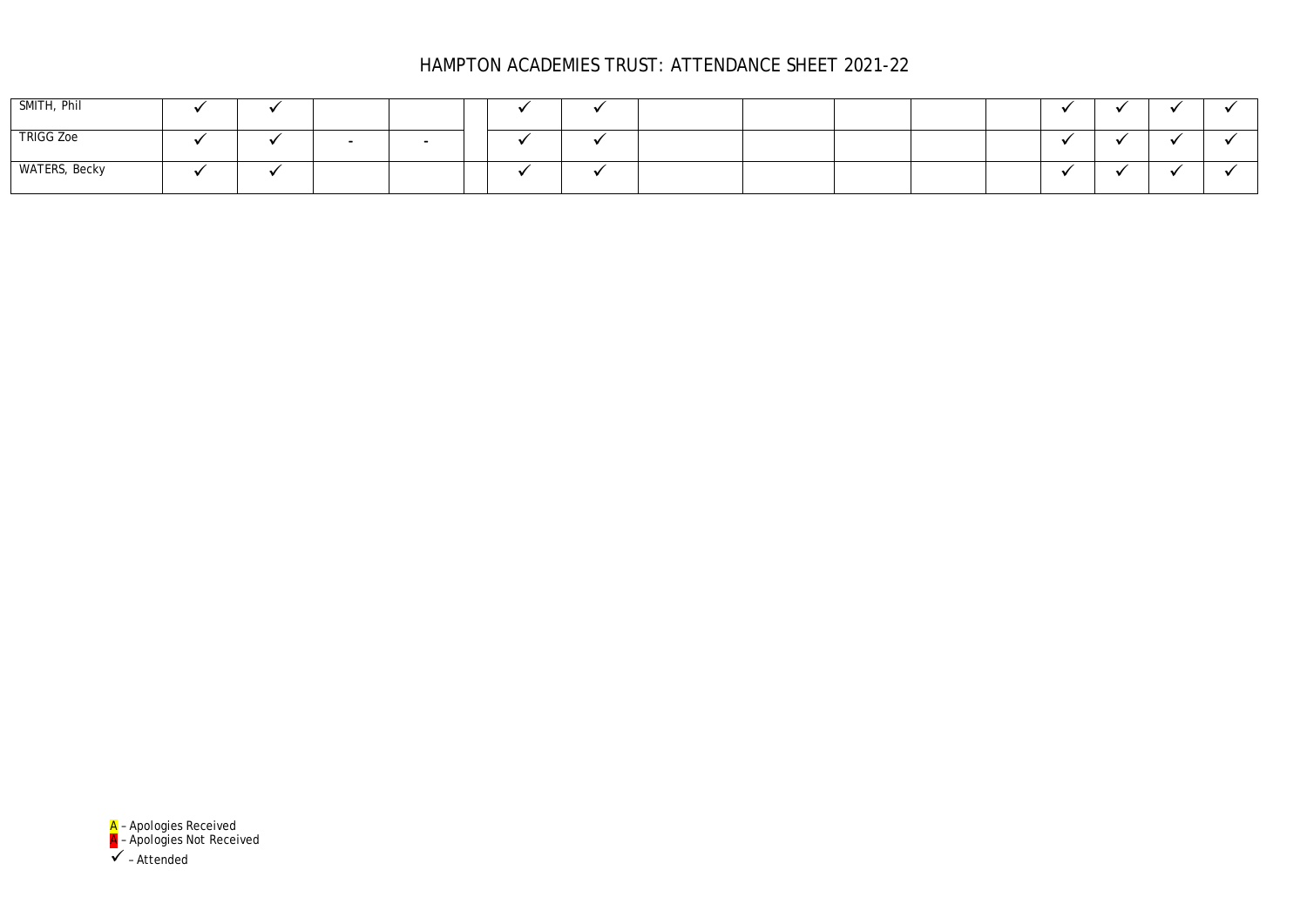# HAMPTON ACADEMIES TRUST: ATTENDANCE SHEET 2021-22

| | | | | | | | | | | | | | | | | |
|---|---|---|---|---|---|---|---|---|---|---|---|---|---|---|---|---|
| SMITH, Phil | ✓ | ✓ | | | | ✓ | ✓ | | | | | | ✓ | ✓ | ✓ | ✓ |
| TRIGG Zoe | ✓ | ✓ | - | - | | ✓ | ✓ | | | | | | ✓ | ✓ | ✓ | ✓ |
| WATERS, Becky | ✓ | ✓ | | | | ✓ | ✓ | | | | | | ✓ | ✓ | ✓ | ✓ |

A – Apologies Received
A – Apologies Not Received
✓ – Attended